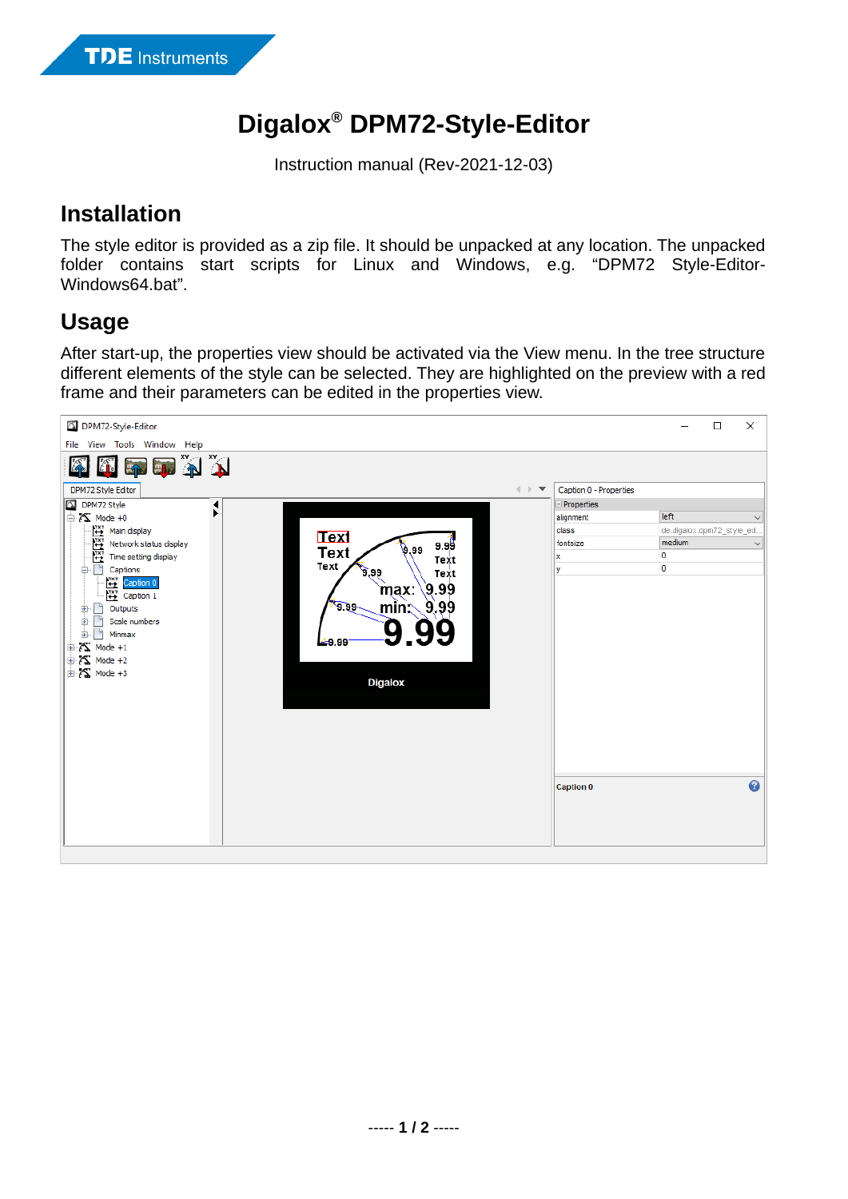# Digalox® DPM72-Style-Editor

Instruction manual (Rev-2021-12-03)

## Installation

The style editor is provided as a zip file. It should be unpacked at any location. The unpacked folder contains start scripts for Linux and Windows, e.g. “DPM72 Style-Editor-Windows64.bat”.

## Usage

After start-up, the properties view should be activated via the View menu. In the tree structure different elements of the style can be selected. They are highlighted on the preview with a red frame and their parameters can be edited in the properties view.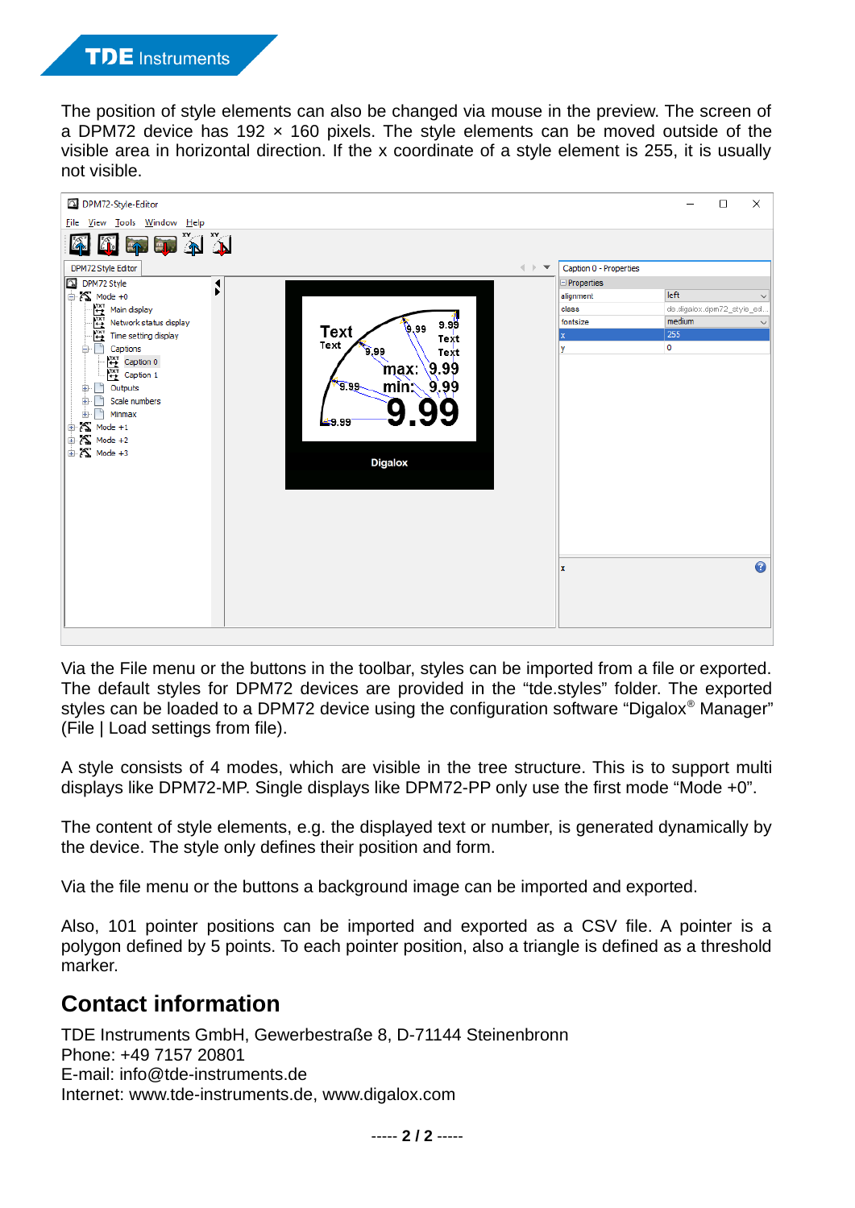The position of style elements can also be changed via mouse in the preview. The screen of a DPM72 device has 192 × 160 pixels. The style elements can be moved outside of the visible area in horizontal direction. If the x coordinate of a style element is 255, it is usually not visible.

Via the File menu or the buttons in the toolbar, styles can be imported from a file or exported. The default styles for DPM72 devices are provided in the “tde.styles” folder. The exported styles can be loaded to a DPM72 device using the configuration software “Digalox® Manager” (File | Load settings from file).

A style consists of 4 modes, which are visible in the tree structure. This is to support multi displays like DPM72-MP. Single displays like DPM72-PP only use the first mode “Mode +0”.

The content of style elements, e.g. the displayed text or number, is generated dynamically by the device. The style only defines their position and form.

Via the file menu or the buttons a background image can be imported and exported.

Also, 101 pointer positions can be imported and exported as a CSV file. A pointer is a polygon defined by 5 points. To each pointer position, also a triangle is defined as a threshold marker.

## Contact information

TDE Instruments GmbH, Gewerbestraße 8, D-71144 Steinenbronn
Phone: +49 7157 20801
E-mail: info@tde-instruments.de
Internet: www.tde-instruments.de, www.digalox.com